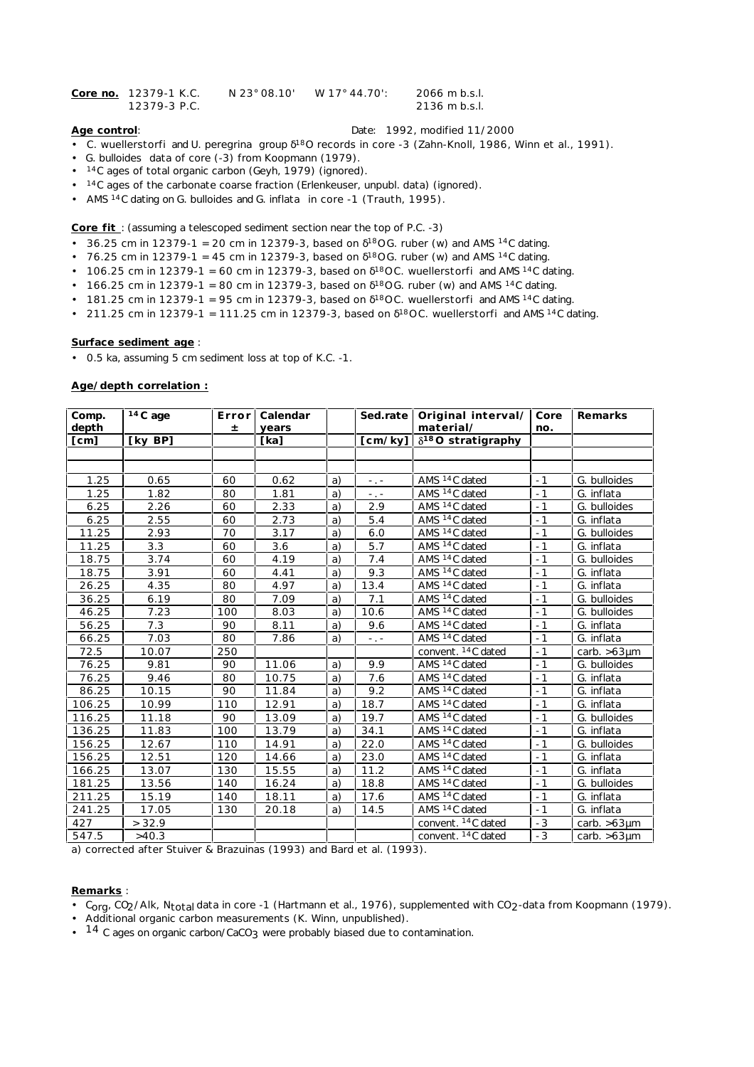**Core no.** 12379-1 K.C. N 23° 08.10' W 17° 44.70': 2066 m b.s.l.
12379-3 P.C. 2136 m b.s.l.

**Age control**: Date: 1992, modified 11/2000

- C. wuellerstorfi and U. peregrina group $\delta^{18}O$ records in core -3 (Zahn-Knoll, 1986, Winn et al., 1991).
- G. bulloides data of core (-3) from Koopmann (1979).
- $^{14}C$ ages of total organic carbon (Geyh, 1979) (ignored).
- $^{14}C$ ages of the carbonate coarse fraction (Erlenkeuser, unpubl. data) (ignored).
- AMS $^{14}C$ dating on G. bulloides and G. inflata in core -1 (Trauth, 1995).

**Core fit** : (assuming a telescoped sediment section near the top of P.C. -3)

- 36.25 cm in 12379-1 = 20 cm in 12379-3, based on $\delta^{18}O$G. ruber (w) and AMS $^{14}C$ dating.
- 76.25 cm in 12379-1 = 45 cm in 12379-3, based on $\delta^{18}O$G. ruber (w) and AMS $^{14}C$ dating.
- 106.25 cm in 12379-1 = 60 cm in 12379-3, based on $\delta^{18}O$C. wuellerstorfi and AMS $^{14}C$ dating.
- 166.25 cm in 12379-1 = 80 cm in 12379-3, based on $\delta^{18}O$G. ruber (w) and AMS $^{14}C$ dating.
- 181.25 cm in 12379-1 = 95 cm in 12379-3, based on $\delta^{18}O$C. wuellerstorfi and AMS $^{14}C$ dating.
- 211.25 cm in 12379-1 = 111.25 cm in 12379-3, based on $\delta^{18}O$C. wuellerstorfi and AMS $^{14}C$ dating.

**Surface sediment age** :

- 0.5 ka, assuming 5 cm sediment loss at top of K.C. -1.

**Age/depth correlation :**

| Comp. depth | $^{14}C$ age | Error ± | Calendar years | | Sed.rate | Original interval/ material/ | Core no. | Remarks |
|---|---|---|---|---|---|---|---|---|
| [cm] | [ky BP] | | [ka] | | [cm/ky] | $\delta^{18}O$ stratigraphy | | |
| | | | | | | | | |
| 1.25 | 0.65 | 60 | 0.62 | a) | -.- | AMS $^{14}C$ dated | -1 | G. bulloides |
| 1.25 | 1.82 | 80 | 1.81 | a) | -.- | AMS $^{14}C$ dated | -1 | G. inflata |
| 6.25 | 2.26 | 60 | 2.33 | a) | 2.9 | AMS $^{14}C$ dated | -1 | G. bulloides |
| 6.25 | 2.55 | 60 | 2.73 | a) | 5.4 | AMS $^{14}C$ dated | -1 | G. inflata |
| 11.25 | 2.93 | 70 | 3.17 | a) | 6.0 | AMS $^{14}C$ dated | -1 | G. bulloides |
| 11.25 | 3.3 | 60 | 3.6 | a) | 5.7 | AMS $^{14}C$ dated | -1 | G. inflata |
| 18.75 | 3.74 | 60 | 4.19 | a) | 7.4 | AMS $^{14}C$ dated | -1 | G. bulloides |
| 18.75 | 3.91 | 60 | 4.41 | a) | 9.3 | AMS $^{14}C$ dated | -1 | G. inflata |
| 26.25 | 4.35 | 80 | 4.97 | a) | 13.4 | AMS $^{14}C$ dated | -1 | G. inflata |
| 36.25 | 6.19 | 80 | 7.09 | a) | 7.1 | AMS $^{14}C$ dated | -1 | G. bulloides |
| 46.25 | 7.23 | 100 | 8.03 | a) | 10.6 | AMS $^{14}C$ dated | -1 | G. bulloides |
| 56.25 | 7.3 | 90 | 8.11 | a) | 9.6 | AMS $^{14}C$ dated | -1 | G. inflata |
| 66.25 | 7.03 | 80 | 7.86 | a) | -.- | AMS $^{14}C$ dated | -1 | G. inflata |
| 72.5 | 10.07 | 250 | | | | convent. $^{14}C$ dated | -1 | carb. >63µm |
| 76.25 | 9.81 | 90 | 11.06 | a) | 9.9 | AMS $^{14}C$ dated | -1 | G. bulloides |
| 76.25 | 9.46 | 80 | 10.75 | a) | 7.6 | AMS $^{14}C$ dated | -1 | G. inflata |
| 86.25 | 10.15 | 90 | 11.84 | a) | 9.2 | AMS $^{14}C$ dated | -1 | G. inflata |
| 106.25 | 10.99 | 110 | 12.91 | a) | 18.7 | AMS $^{14}C$ dated | -1 | G. inflata |
| 116.25 | 11.18 | 90 | 13.09 | a) | 19.7 | AMS $^{14}C$ dated | -1 | G. bulloides |
| 136.25 | 11.83 | 100 | 13.79 | a) | 34.1 | AMS $^{14}C$ dated | -1 | G. inflata |
| 156.25 | 12.67 | 110 | 14.91 | a) | 22.0 | AMS $^{14}C$ dated | -1 | G. bulloides |
| 156.25 | 12.51 | 120 | 14.66 | a) | 23.0 | AMS $^{14}C$ dated | -1 | G. inflata |
| 166.25 | 13.07 | 130 | 15.55 | a) | 11.2 | AMS $^{14}C$ dated | -1 | G. inflata |
| 181.25 | 13.56 | 140 | 16.24 | a) | 18.8 | AMS $^{14}C$ dated | -1 | G. bulloides |
| 211.25 | 15.19 | 140 | 18.11 | a) | 17.6 | AMS $^{14}C$ dated | -1 | G. inflata |
| 241.25 | 17.05 | 130 | 20.18 | a) | 14.5 | AMS $^{14}C$ dated | -1 | G. inflata |
| 427 | > 32.9 | | | | | convent. $^{14}C$ dated | -3 | carb. >63µm |
| 547.5 | >40.3 | | | | | convent. $^{14}C$ dated | -3 | carb. >63µm |

a) corrected after Stuiver & Brazuinas (1993) and Bard et al. (1993).

**Remarks** :

- $C_{org}$, $CO_2$/Alk, $N_{total}$ data in core -1 (Hartmann et al., 1976), supplemented with $CO_2$-data from Koopmann (1979).
- Additional organic carbon measurements (K. Winn, unpublished).
- $^{14}C$ ages on organic carbon/$CaCO_3$ were probably biased due to contamination.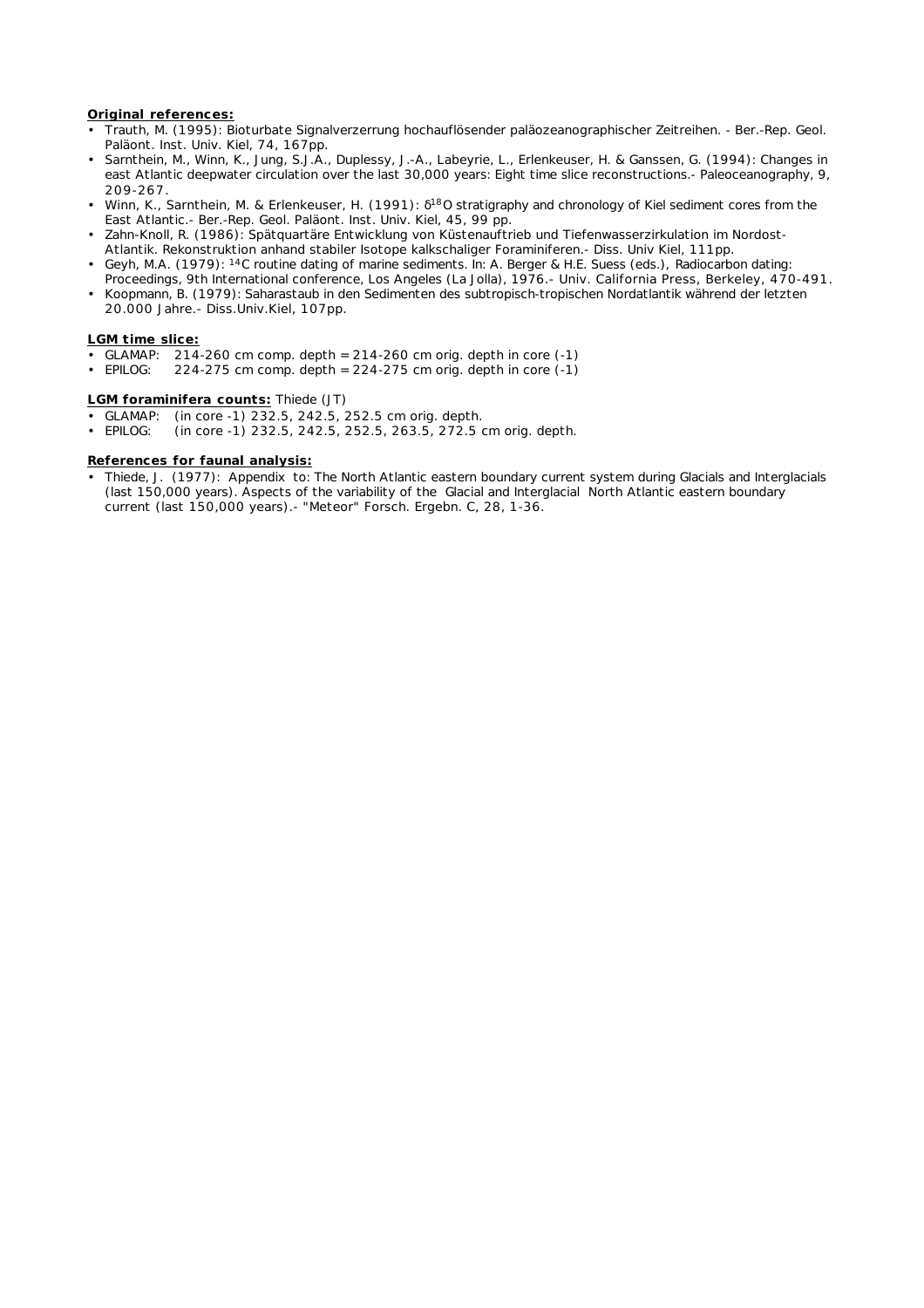**<u>Original references:</u>**

- Trauth, M. (1995): Bioturbate Signalverzerrung hochauflösender paläozeanographischer Zeitreihen. - Ber.-Rep. Geol. Paläont. Inst. Univ. Kiel, 74, 167pp.
- Sarnthein, M., Winn, K., Jung, S.J.A., Duplessy, J.-A., Labeyrie, L., Erlenkeuser, H. & Ganssen, G. (1994): Changes in east Atlantic deepwater circulation over the last 30,000 years: Eight time slice reconstructions.- Paleoceanography, 9, 209-267.
- Winn, K., Sarnthein, M. & Erlenkeuser, H. (1991): $\delta^{18}O$ stratigraphy and chronology of Kiel sediment cores from the East Atlantic.- Ber.-Rep. Geol. Paläont. Inst. Univ. Kiel, 45, 99 pp.
- Zahn-Knoll, R. (1986): Spätquartäre Entwicklung von Küstenauftrieb und Tiefenwasserzirkulation im Nordost-Atlantik. Rekonstruktion anhand stabiler Isotope kalkschaliger Foraminiferen.- Diss. Univ Kiel, 111pp.
- Geyh, M.A. (1979): $^{14}C$ routine dating of marine sediments. In: A. Berger & H.E. Suess (eds.), Radiocarbon dating: Proceedings, 9th International conference, Los Angeles (La Jolla), 1976.- Univ. California Press, Berkeley, 470-491.
- Koopmann, B. (1979): Saharastaub in den Sedimenten des subtropisch-tropischen Nordatlantik während der letzten 20.000 Jahre.- Diss.Univ.Kiel, 107pp.

**<u>LGM time slice:</u>**

- GLAMAP: 214-260 cm comp. depth = 214-260 cm orig. depth in core (-1)
- EPILOG: 224-275 cm comp. depth = 224-275 cm orig. depth in core (-1)

**<u>LGM foraminifera counts:</u>** Thiede (JT)

- GLAMAP: (in core -1) 232.5, 242.5, 252.5 cm orig. depth.
- EPILOG: (in core -1) 232.5, 242.5, 252.5, 263.5, 272.5 cm orig. depth.

**<u>References for faunal analysis:</u>**

- Thiede, J. (1977): Appendix to: The North Atlantic eastern boundary current system during Glacials and Interglacials (last 150,000 years). Aspects of the variability of the Glacial and Interglacial North Atlantic eastern boundary current (last 150,000 years).- "Meteor" Forsch. Ergebn. C, 28, 1-36.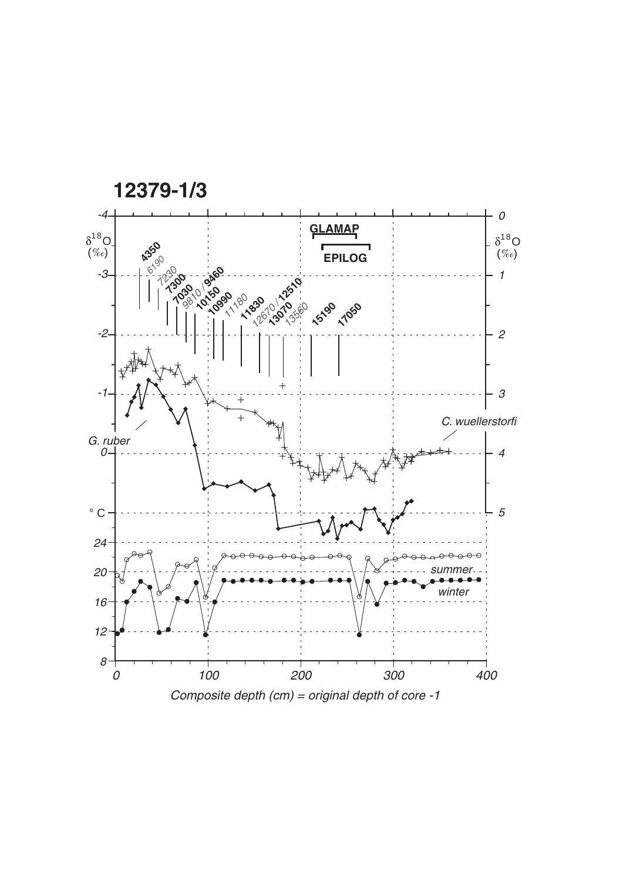**12379-1/3**

-4
$\delta^{18}$O (‰)
-3
-2
-1
0
° C
24
20
16
12
8

0
$\delta^{18}$O (‰)
1
2
3
4
5

GLAMAP
EPILOG

4350
6190
7230
7300
7030
9810 / 9460
10150
10990
11180
11830
12670 / 12510
13070
13560
15190
17050

*G. ruber*
*C. wuellerstorfi*
*summer*
*winter*

0
100
200
300
400

*Composite depth (cm) = original depth of core -1*